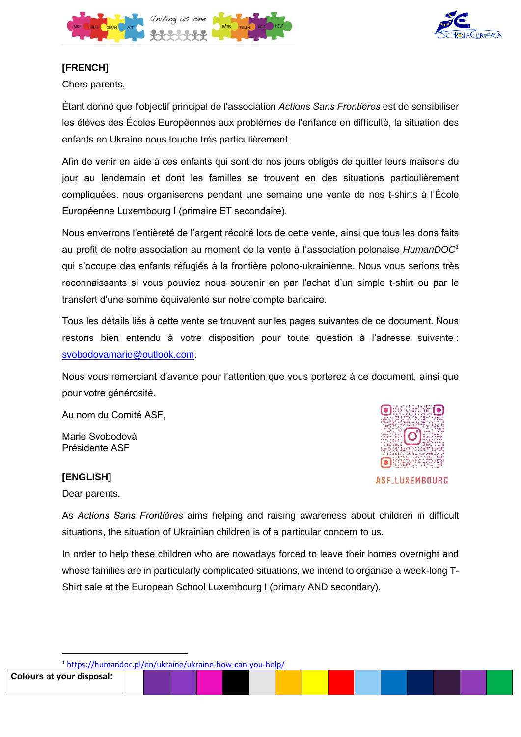**[FRENCH]**

Chers parents,

Étant donné que l'objectif principal de l'association *Actions Sans Frontières* est de sensibiliser les élèves des Écoles Européennes aux problèmes de l'enfance en difficulté, la situation des enfants en Ukraine nous touche très particulièrement.

Afin de venir en aide à ces enfants qui sont de nos jours obligés de quitter leurs maisons du jour au lendemain et dont les familles se trouvent en des situations particulièrement compliquées, nous organiserons pendant une semaine une vente de nos t-shirts à l'École Européenne Luxembourg I (primaire ET secondaire).

Nous enverrons l'entièreté de l'argent récolté lors de cette vente, ainsi que tous les dons faits au profit de notre association au moment de la vente à l'association polonaise *HumanDOC*[1] qui s'occupe des enfants réfugiés à la frontière polono-ukrainienne. Nous vous serions très reconnaissants si vous pouviez nous soutenir en par l'achat d'un simple t-shirt ou par le transfert d'une somme équivalente sur notre compte bancaire.

Tous les détails liés à cette vente se trouvent sur les pages suivantes de ce document. Nous restons bien entendu à votre disposition pour toute question à l'adresse suivante : svobodovamarie@outlook.com.

Nous vous remerciant d'avance pour l'attention que vous porterez à ce document, ainsi que pour votre générosité.

Au nom du Comité ASF,

Marie Svobodová
Présidente ASF

ASF_LUXEMBOURG

**[ENGLISH]**

Dear parents,

As *Actions Sans Frontières* aims helping and raising awareness about children in difficult situations, the situation of Ukrainian children is of a particular concern to us.

In order to help these children who are nowadays forced to leave their homes overnight and whose families are in particularly complicated situations, we intend to organise a week-long T-Shirt sale at the European School Luxembourg I (primary AND secondary).

[1] https://humandoc.pl/en/ukraine/ukraine-how-can-you-help/

| Colours at your disposal: | | | | | | | | | | | | | | | |
|---|---|---|---|---|---|---|---|---|---|---|---|---|---|---|---|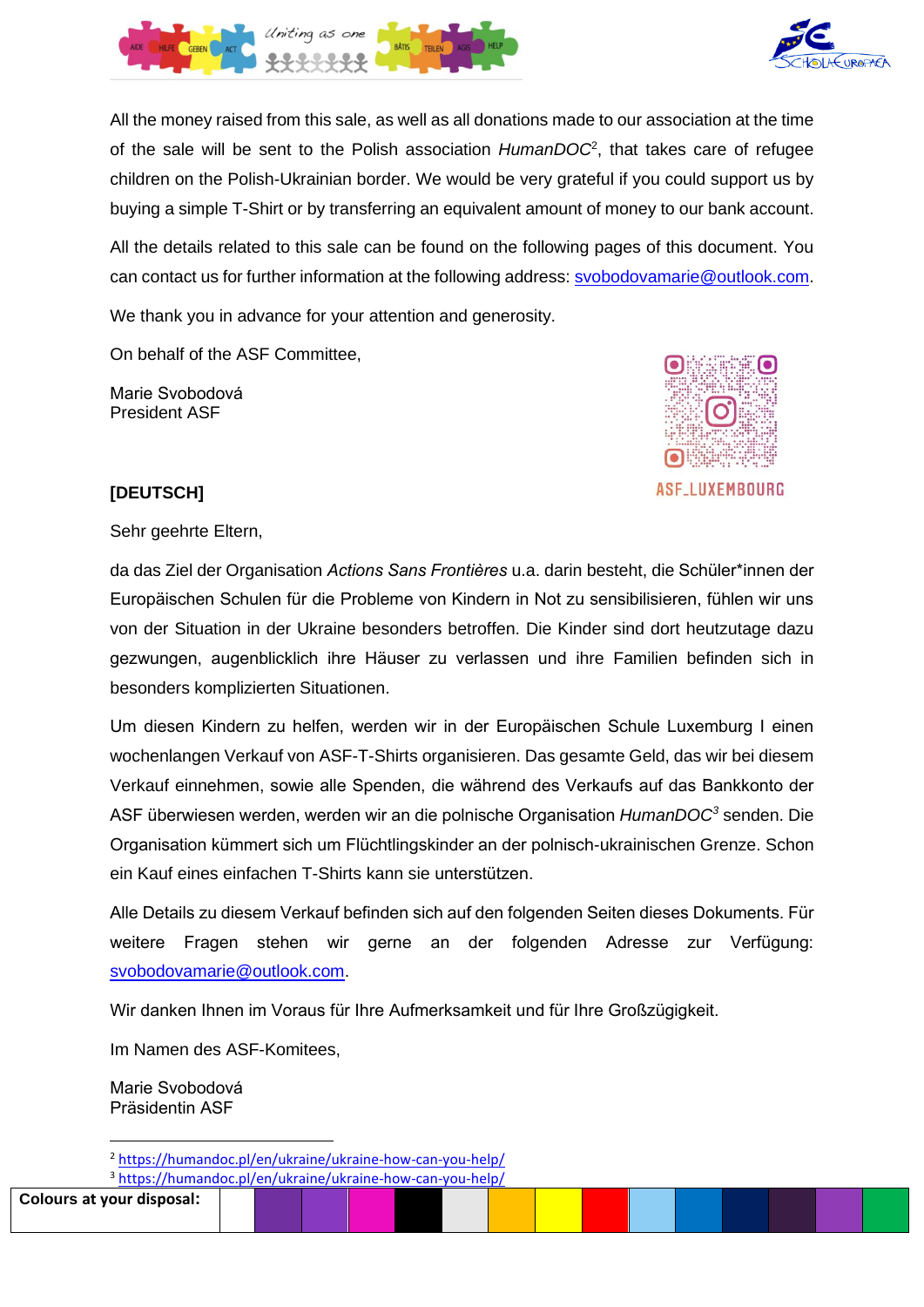All the money raised from this sale, as well as all donations made to our association at the time of the sale will be sent to the Polish association *HumanDOC*[2], that takes care of refugee children on the Polish-Ukrainian border. We would be very grateful if you could support us by buying a simple T-Shirt or by transferring an equivalent amount of money to our bank account.

All the details related to this sale can be found on the following pages of this document. You can contact us for further information at the following address: svobodovamarie@outlook.com.

We thank you in advance for your attention and generosity.

On behalf of the ASF Committee,

Marie Svobodová
President ASF

ASF_LUXEMBOURG

**[DEUTSCH]**

Sehr geehrte Eltern,

da das Ziel der Organisation *Actions Sans Frontières* u.a. darin besteht, die Schüler*innen der Europäischen Schulen für die Probleme von Kindern in Not zu sensibilisieren, fühlen wir uns von der Situation in der Ukraine besonders betroffen. Die Kinder sind dort heutzutage dazu gezwungen, augenblicklich ihre Häuser zu verlassen und ihre Familien befinden sich in besonders komplizierten Situationen.

Um diesen Kindern zu helfen, werden wir in der Europäischen Schule Luxemburg I einen wochenlangen Verkauf von ASF-T-Shirts organisieren. Das gesamte Geld, das wir bei diesem Verkauf einnehmen, sowie alle Spenden, die während des Verkaufs auf das Bankkonto der ASF überwiesen werden, werden wir an die polnische Organisation *HumanDOC*[3] senden. Die Organisation kümmert sich um Flüchtlingskinder an der polnisch-ukrainischen Grenze. Schon ein Kauf eines einfachen T-Shirts kann sie unterstützen.

Alle Details zu diesem Verkauf befinden sich auf den folgenden Seiten dieses Dokuments. Für weitere Fragen stehen wir gerne an der folgenden Adresse zur Verfügung: svobodovamarie@outlook.com.

Wir danken Ihnen im Voraus für Ihre Aufmerksamkeit und für Ihre Großzügigkeit.

Im Namen des ASF-Komitees,

Marie Svobodová
Präsidentin ASF

---

[2] https://humandoc.pl/en/ukraine/ukraine-how-can-you-help/
[3] https://humandoc.pl/en/ukraine/ukraine-how-can-you-help/

| Colours at your disposal: | | | | | | | | | | | | | | | |
|---|---|---|---|---|---|---|---|---|---|---|---|---|---|---|---|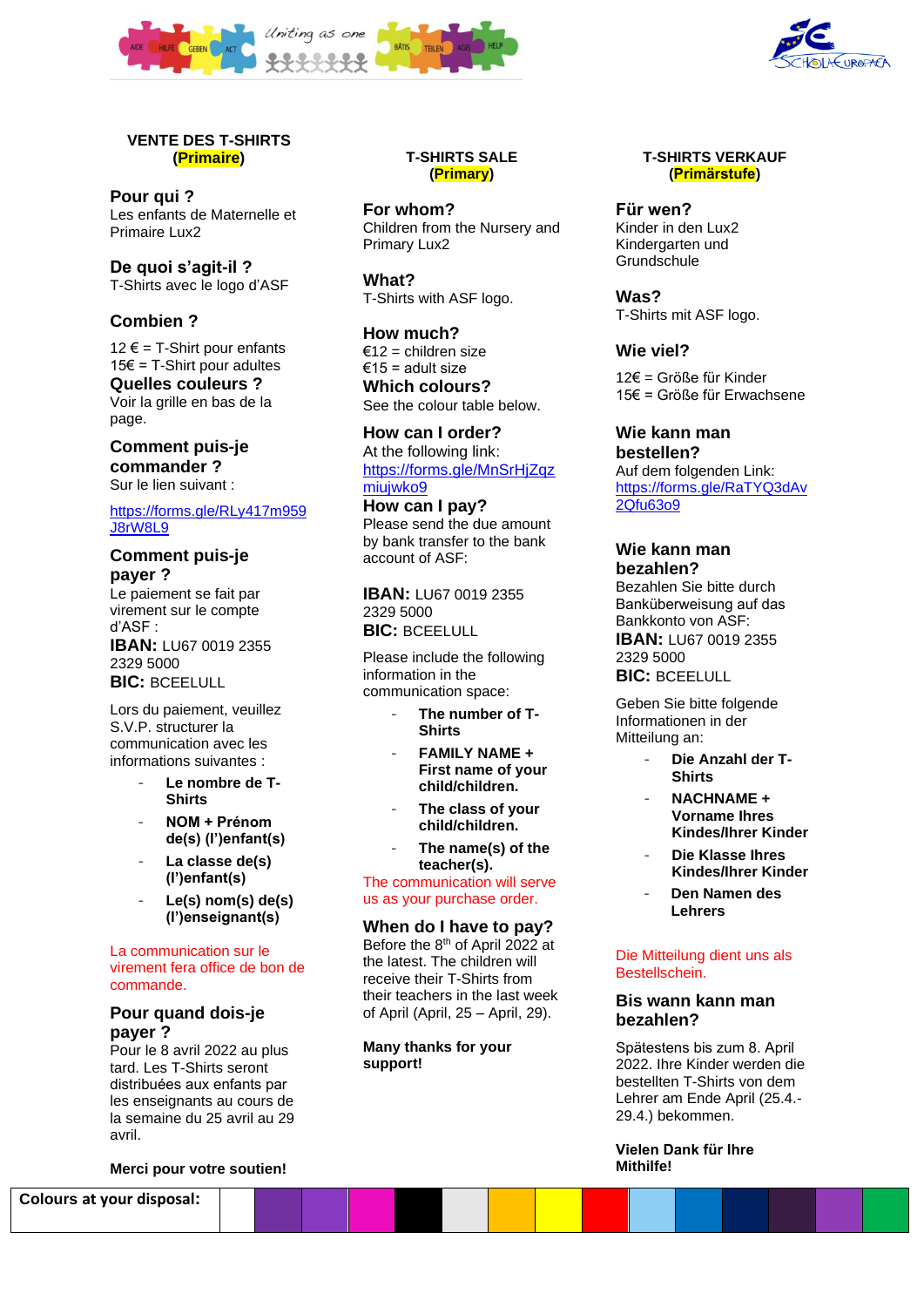## VENTE DES T-SHIRTS
**(Primaire)**

### Pour qui ?
Les enfants de Maternelle et Primaire Lux2

### De quoi s'agit-il ?
T-Shirts avec le logo d'ASF

### Combien ?
12 € = T-Shirt pour enfants
15€ = T-Shirt pour adultes

### Quelles couleurs ?
Voir la grille en bas de la page.

### Comment puis-je commander ?
Sur le lien suivant :

https://forms.gle/RLy417m959J8rW8L9

### Comment puis-je payer ?
Le paiement se fait par virement sur le compte d'ASF :
**IBAN:** LU67 0019 2355 2329 5000
**BIC:** BCEELULL

Lors du paiement, veuillez S.V.P. structurer la communication avec les informations suivantes :

- **Le nombre de T-Shirts**
- **NOM + Prénom de(s) (l')enfant(s)**
- **La classe de(s) (l')enfant(s)**
- **Le(s) nom(s) de(s) (l')enseignant(s)**

La communication sur le virement fera office de bon de commande.

### Pour quand dois-je payer ?
Pour le 8 avril 2022 au plus tard. Les T-Shirts seront distribuées aux enfants par les enseignants au cours de la semaine du 25 avril au 29 avril.

**Merci pour votre soutien!**

## T-SHIRTS SALE
**(Primary)**

### For whom?
Children from the Nursery and Primary Lux2

### What?
T-Shirts with ASF logo.

### How much?
€12 = children size
€15 = adult size

### Which colours?
See the colour table below.

### How can I order?
At the following link:
https://forms.gle/MnSrHjZqzmiujwko9

### How can I pay?
Please send the due amount by bank transfer to the bank account of ASF:

**IBAN:** LU67 0019 2355 2329 5000
**BIC:** BCEELULL

Please include the following information in the communication space:

- **The number of T-Shirts**
- **FAMILY NAME + First name of your child/children.**
- **The class of your child/children.**
- **The name(s) of the teacher(s).**

The communication will serve us as your purchase order.

### When do I have to pay?
Before the 8th of April 2022 at the latest. The children will receive their T-Shirts from their teachers in the last week of April (April, 25 – April, 29).

**Many thanks for your support!**

## T-SHIRTS VERKAUF
**(Primärstufe)**

### Für wen?
Kinder in den Lux2 Kindergarten und Grundschule

### Was?
T-Shirts mit ASF logo.

### Wie viel?
12€ = Größe für Kinder
15€ = Größe für Erwachsene

### Wie kann man bestellen?
Auf dem folgenden Link:
https://forms.gle/RaTYQ3dAv2Qfu63o9

### Wie kann man bezahlen?
Bezahlen Sie bitte durch Banküberweisung auf das Bankkonto von ASF:
**IBAN:** LU67 0019 2355 2329 5000
**BIC:** BCEELULL

Geben Sie bitte folgende Informationen in der Mitteilung an:

- **Die Anzahl der T-Shirts**
- **NACHNAME + Vorname Ihres Kindes/Ihrer Kinder**
- **Die Klasse Ihres Kindes/Ihrer Kinder**
- **Den Namen des Lehrers**

Die Mitteilung dient uns als Bestellschein.

### Bis wann kann man bezahlen?
Spätestens bis zum 8. April 2022. Ihre Kinder werden die bestellten T-Shirts von dem Lehrer am Ende April (25.4.-29.4.) bekommen.

**Vielen Dank für Ihre Mithilfe!**

| **Colours at your disposal:** | | | | | | | | | | | | | | | |
|---|---|---|---|---|---|---|---|---|---|---|---|---|---|---|---|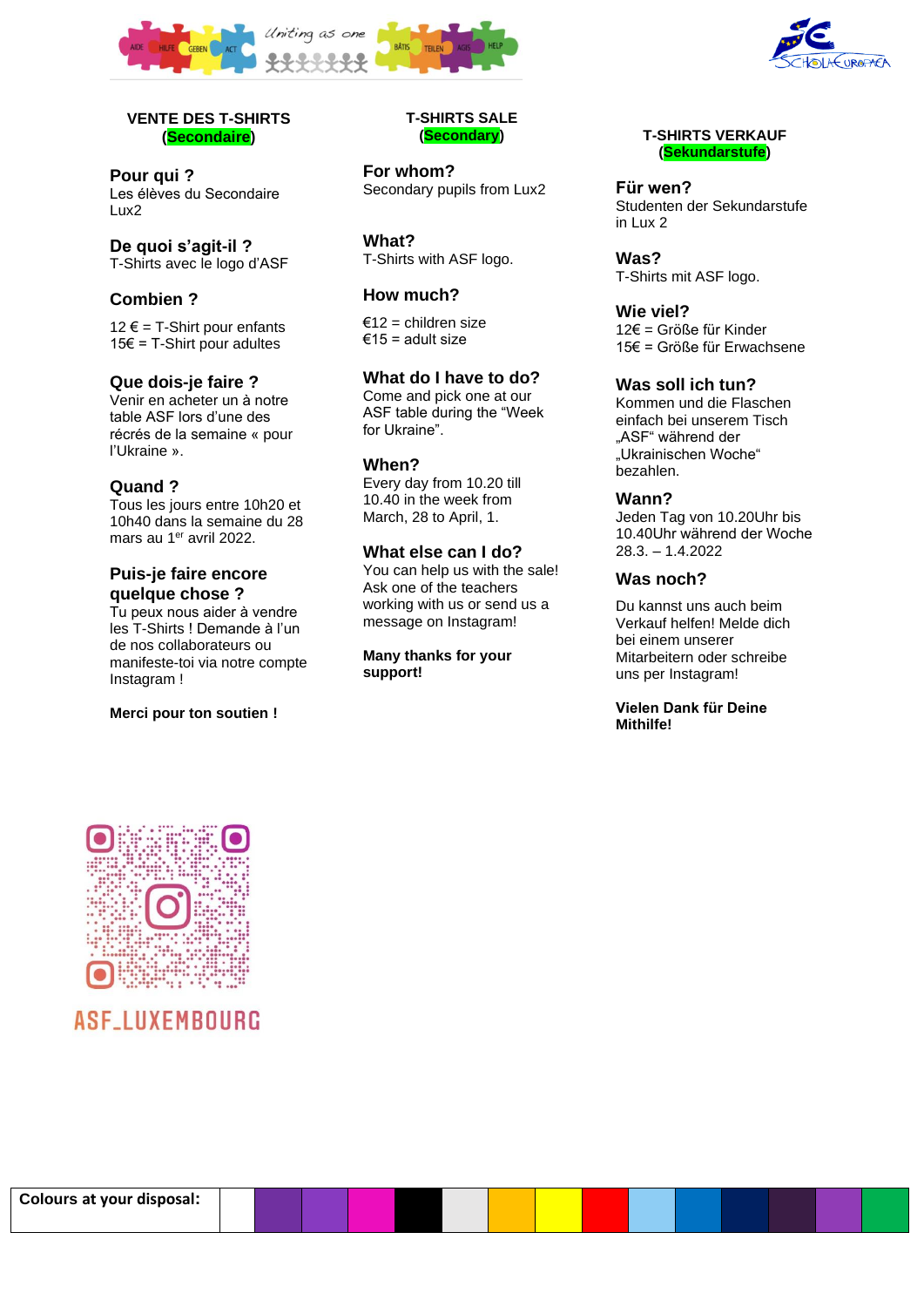## VENTE DES T-SHIRTS (Secondaire)

### Pour qui ?
Les élèves du Secondaire Lux2

### De quoi s'agit-il ?
T-Shirts avec le logo d'ASF

### Combien ?
12 € = T-Shirt pour enfants
15€ = T-Shirt pour adultes

### Que dois-je faire ?
Venir en acheter un à notre table ASF lors d'une des récrés de la semaine « pour l'Ukraine ».

### Quand ?
Tous les jours entre 10h20 et 10h40 dans la semaine du 28 mars au 1er avril 2022.

### Puis-je faire encore quelque chose ?
Tu peux nous aider à vendre les T-Shirts ! Demande à l'un de nos collaborateurs ou manifeste-toi via notre compte Instagram !

**Merci pour ton soutien !**

## T-SHIRTS SALE (Secondary)

### For whom?
Secondary pupils from Lux2

### What?
T-Shirts with ASF logo.

### How much?
€12 = children size
€15 = adult size

### What do I have to do?
Come and pick one at our ASF table during the "Week for Ukraine".

### When?
Every day from 10.20 till 10.40 in the week from March, 28 to April, 1.

### What else can I do?
You can help us with the sale! Ask one of the teachers working with us or send us a message on Instagram!

**Many thanks for your support!**

## T-SHIRTS VERKAUF (Sekundarstufe)

### Für wen?
Studenten der Sekundarstufe in Lux 2

### Was?
T-Shirts mit ASF logo.

### Wie viel?
12€ = Größe für Kinder
15€ = Größe für Erwachsene

### Was soll ich tun?
Kommen und die Flaschen einfach bei unserem Tisch „ASF" während der „Ukrainischen Woche" bezahlen.

### Wann?
Jeden Tag von 10.20Uhr bis 10.40Uhr während der Woche 28.3. – 1.4.2022

### Was noch?
Du kannst uns auch beim Verkauf helfen! Melde dich bei einem unserer Mitarbeitern oder schreibe uns per Instagram!

**Vielen Dank für Deine Mithilfe!**

ASF_LUXEMBOURG

**Colours at your disposal:**